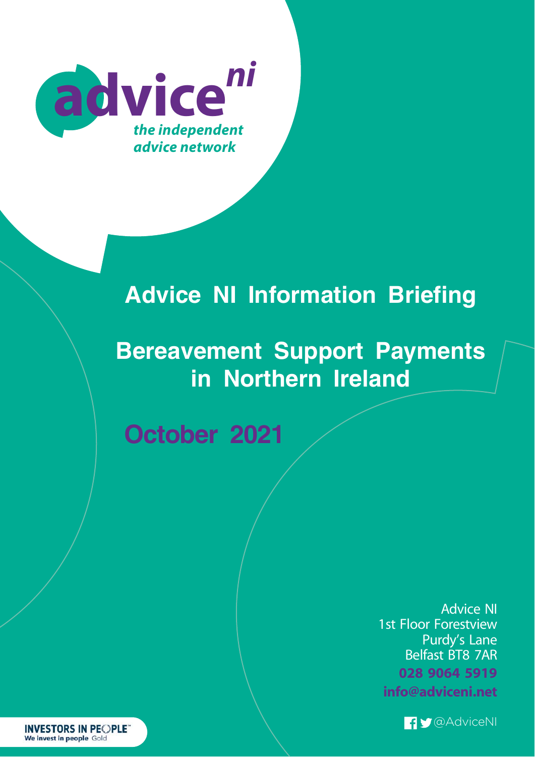advice ni

*the independent advice network*

# Advice NI Information Briefing

# Bereavement Support Payments in Northern Ireland

## October 2021

Advice NI
1st Floor Forestview
Purdy's Lane
Belfast BT8 7AR

**028 9064 5919**

**info@adviceni.net**

@AdviceNI

INVESTORS IN PEOPLE
We invest in people Gold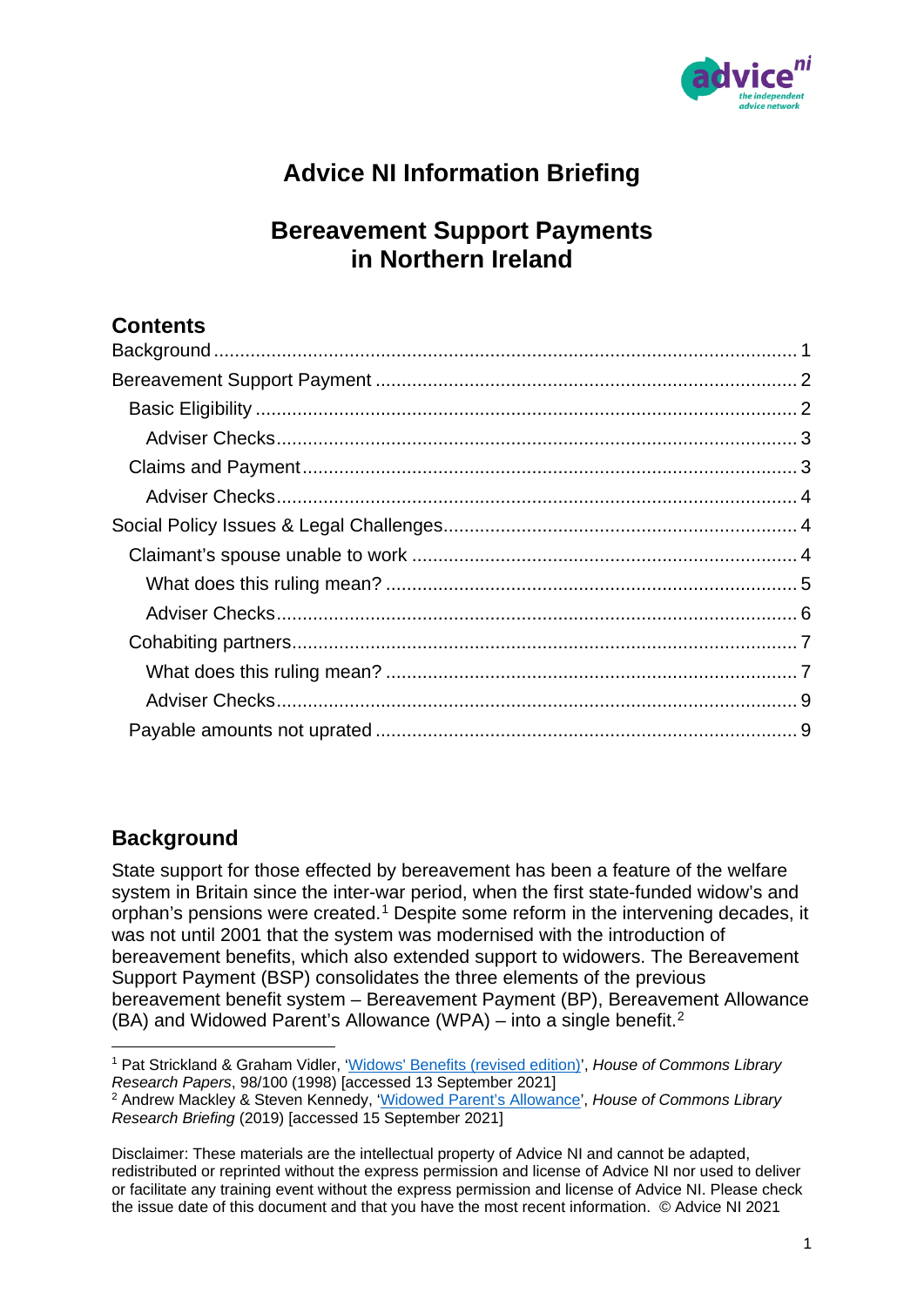# Advice NI Information Briefing

## Bereavement Support Payments in Northern Ireland

### Contents

- Background ... 1
- Bereavement Support Payment ... 2
  - Basic Eligibility ... 2
    - Adviser Checks ... 3
  - Claims and Payment ... 3
    - Adviser Checks ... 4
- Social Policy Issues & Legal Challenges ... 4
  - Claimant's spouse unable to work ... 4
    - What does this ruling mean? ... 5
    - Adviser Checks ... 6
  - Cohabiting partners ... 7
    - What does this ruling mean? ... 7
    - Adviser Checks ... 9
  - Payable amounts not uprated ... 9

## Background

State support for those effected by bereavement has been a feature of the welfare system in Britain since the inter-war period, when the first state-funded widow's and orphan's pensions were created.[1] Despite some reform in the intervening decades, it was not until 2001 that the system was modernised with the introduction of bereavement benefits, which also extended support to widowers. The Bereavement Support Payment (BSP) consolidates the three elements of the previous bereavement benefit system – Bereavement Payment (BP), Bereavement Allowance (BA) and Widowed Parent's Allowance (WPA) – into a single benefit.[2]

---

[1] Pat Strickland & Graham Vidler, 'Widows' Benefits (revised edition)', *House of Commons Library Research Papers*, 98/100 (1998) [accessed 13 September 2021]

[2] Andrew Mackley & Steven Kennedy, 'Widowed Parent's Allowance', *House of Commons Library Research Briefing* (2019) [accessed 15 September 2021]

Disclaimer: These materials are the intellectual property of Advice NI and cannot be adapted, redistributed or reprinted without the express permission and license of Advice NI nor used to deliver or facilitate any training event without the express permission and license of Advice NI. Please check the issue date of this document and that you have the most recent information. © Advice NI 2021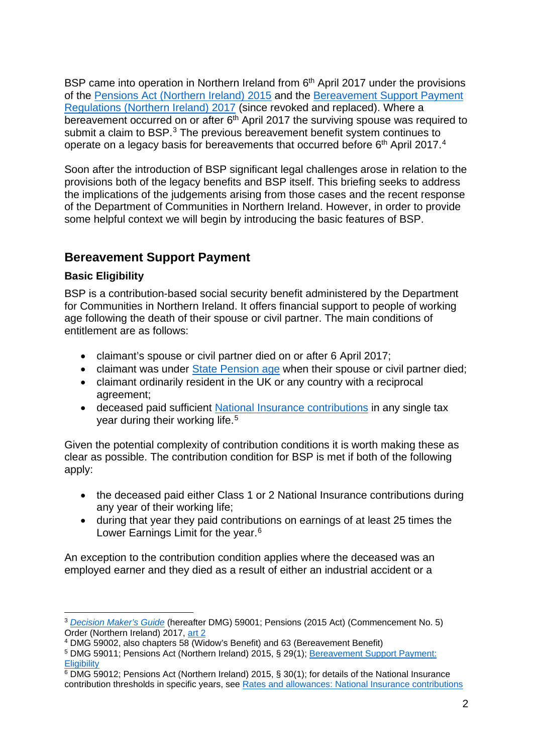BSP came into operation in Northern Ireland from 6th April 2017 under the provisions of the Pensions Act (Northern Ireland) 2015 and the Bereavement Support Payment Regulations (Northern Ireland) 2017 (since revoked and replaced). Where a bereavement occurred on or after 6th April 2017 the surviving spouse was required to submit a claim to BSP.[3] The previous bereavement benefit system continues to operate on a legacy basis for bereavements that occurred before 6th April 2017.[4]

Soon after the introduction of BSP significant legal challenges arose in relation to the provisions both of the legacy benefits and BSP itself. This briefing seeks to address the implications of the judgements arising from those cases and the recent response of the Department of Communities in Northern Ireland. However, in order to provide some helpful context we will begin by introducing the basic features of BSP.

## Bereavement Support Payment

### Basic Eligibility

BSP is a contribution-based social security benefit administered by the Department for Communities in Northern Ireland. It offers financial support to people of working age following the death of their spouse or civil partner. The main conditions of entitlement are as follows:

- claimant's spouse or civil partner died on or after 6 April 2017;
- claimant was under State Pension age when their spouse or civil partner died;
- claimant ordinarily resident in the UK or any country with a reciprocal agreement;
- deceased paid sufficient National Insurance contributions in any single tax year during their working life.[5]

Given the potential complexity of contribution conditions it is worth making these as clear as possible. The contribution condition for BSP is met if both of the following apply:

- the deceased paid either Class 1 or 2 National Insurance contributions during any year of their working life;
- during that year they paid contributions on earnings of at least 25 times the Lower Earnings Limit for the year.[6]

An exception to the contribution condition applies where the deceased was an employed earner and they died as a result of either an industrial accident or a

---

[3] *Decision Maker's Guide* (hereafter DMG) 59001; Pensions (2015 Act) (Commencement No. 5) Order (Northern Ireland) 2017, art 2

[4] DMG 59002, also chapters 58 (Widow's Benefit) and 63 (Bereavement Benefit)

[5] DMG 59011; Pensions Act (Northern Ireland) 2015, § 29(1); Bereavement Support Payment: Eligibility

[6] DMG 59012; Pensions Act (Northern Ireland) 2015, § 30(1); for details of the National Insurance contribution thresholds in specific years, see Rates and allowances: National Insurance contributions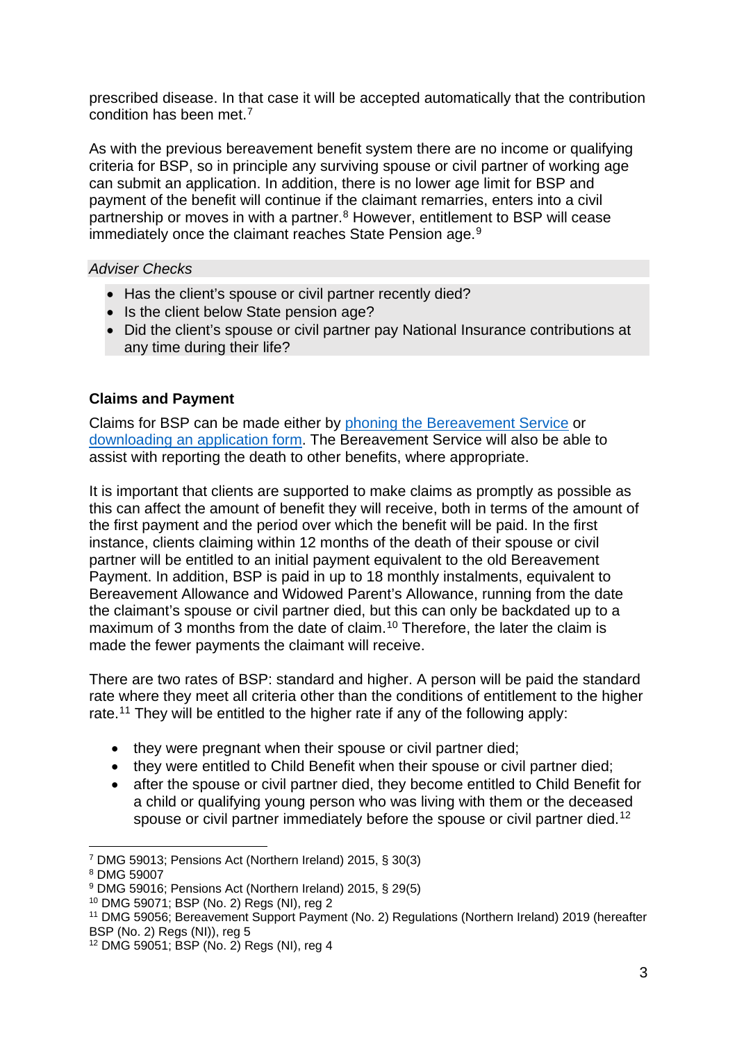prescribed disease. In that case it will be accepted automatically that the contribution condition has been met.[7]

As with the previous bereavement benefit system there are no income or qualifying criteria for BSP, so in principle any surviving spouse or civil partner of working age can submit an application. In addition, there is no lower age limit for BSP and payment of the benefit will continue if the claimant remarries, enters into a civil partnership or moves in with a partner.[8] However, entitlement to BSP will cease immediately once the claimant reaches State Pension age.[9]

*Adviser Checks*

- Has the client's spouse or civil partner recently died?
- Is the client below State pension age?
- Did the client's spouse or civil partner pay National Insurance contributions at any time during their life?

**Claims and Payment**

Claims for BSP can be made either by phoning the Bereavement Service or downloading an application form. The Bereavement Service will also be able to assist with reporting the death to other benefits, where appropriate.

It is important that clients are supported to make claims as promptly as possible as this can affect the amount of benefit they will receive, both in terms of the amount of the first payment and the period over which the benefit will be paid. In the first instance, clients claiming within 12 months of the death of their spouse or civil partner will be entitled to an initial payment equivalent to the old Bereavement Payment. In addition, BSP is paid in up to 18 monthly instalments, equivalent to Bereavement Allowance and Widowed Parent's Allowance, running from the date the claimant's spouse or civil partner died, but this can only be backdated up to a maximum of 3 months from the date of claim.[10] Therefore, the later the claim is made the fewer payments the claimant will receive.

There are two rates of BSP: standard and higher. A person will be paid the standard rate where they meet all criteria other than the conditions of entitlement to the higher rate.[11] They will be entitled to the higher rate if any of the following apply:

- they were pregnant when their spouse or civil partner died;
- they were entitled to Child Benefit when their spouse or civil partner died;
- after the spouse or civil partner died, they become entitled to Child Benefit for a child or qualifying young person who was living with them or the deceased spouse or civil partner immediately before the spouse or civil partner died.[12]

---

[7] DMG 59013; Pensions Act (Northern Ireland) 2015, § 30(3)

[8] DMG 59007

[9] DMG 59016; Pensions Act (Northern Ireland) 2015, § 29(5)

[10] DMG 59071; BSP (No. 2) Regs (NI), reg 2

[11] DMG 59056; Bereavement Support Payment (No. 2) Regulations (Northern Ireland) 2019 (hereafter BSP (No. 2) Regs (NI)), reg 5

[12] DMG 59051; BSP (No. 2) Regs (NI), reg 4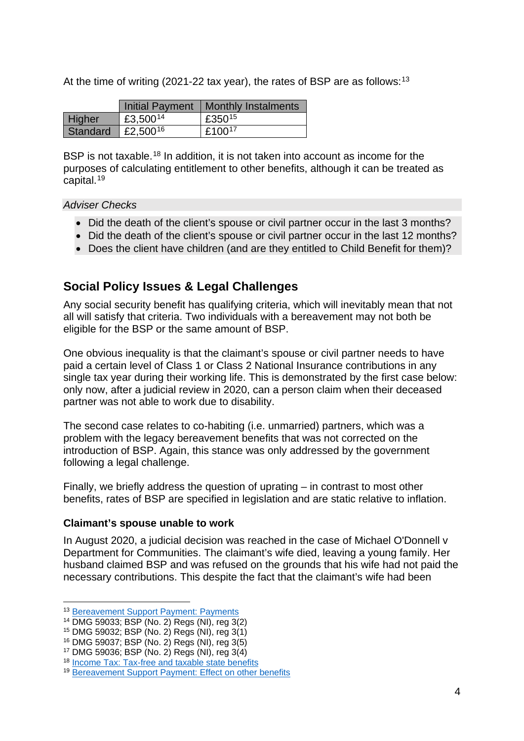At the time of writing (2021-22 tax year), the rates of BSP are as follows:[13]

| | Initial Payment | Monthly Instalments |
|---|---|---|
| Higher | £3,500[14] | £350[15] |
| Standard | £2,500[16] | £100[17] |

BSP is not taxable.[18] In addition, it is not taken into account as income for the purposes of calculating entitlement to other benefits, although it can be treated as capital.[19]

*Adviser Checks*

- Did the death of the client's spouse or civil partner occur in the last 3 months?
- Did the death of the client's spouse or civil partner occur in the last 12 months?
- Does the client have children (and are they entitled to Child Benefit for them)?

## Social Policy Issues & Legal Challenges

Any social security benefit has qualifying criteria, which will inevitably mean that not all will satisfy that criteria. Two individuals with a bereavement may not both be eligible for the BSP or the same amount of BSP.

One obvious inequality is that the claimant's spouse or civil partner needs to have paid a certain level of Class 1 or Class 2 National Insurance contributions in any single tax year during their working life. This is demonstrated by the first case below: only now, after a judicial review in 2020, can a person claim when their deceased partner was not able to work due to disability.

The second case relates to co-habiting (i.e. unmarried) partners, which was a problem with the legacy bereavement benefits that was not corrected on the introduction of BSP. Again, this stance was only addressed by the government following a legal challenge.

Finally, we briefly address the question of uprating – in contrast to most other benefits, rates of BSP are specified in legislation and are static relative to inflation.

### Claimant's spouse unable to work

In August 2020, a judicial decision was reached in the case of Michael O'Donnell v Department for Communities. The claimant's wife died, leaving a young family. Her husband claimed BSP and was refused on the grounds that his wife had not paid the necessary contributions. This despite the fact that the claimant's wife had been

---

[13] Bereavement Support Payment: Payments
[14] DMG 59033; BSP (No. 2) Regs (NI), reg 3(2)
[15] DMG 59032; BSP (No. 2) Regs (NI), reg 3(1)
[16] DMG 59037; BSP (No. 2) Regs (NI), reg 3(5)
[17] DMG 59036; BSP (No. 2) Regs (NI), reg 3(4)
[18] Income Tax: Tax-free and taxable state benefits
[19] Bereavement Support Payment: Effect on other benefits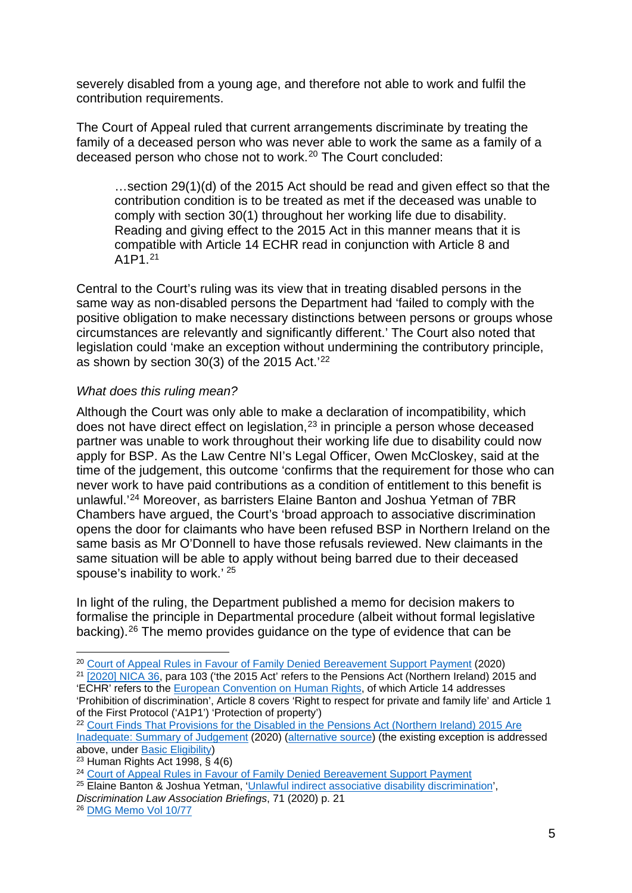severely disabled from a young age, and therefore not able to work and fulfil the contribution requirements.

The Court of Appeal ruled that current arrangements discriminate by treating the family of a deceased person who was never able to work the same as a family of a deceased person who chose not to work.[20] The Court concluded:

> …section 29(1)(d) of the 2015 Act should be read and given effect so that the contribution condition is to be treated as met if the deceased was unable to comply with section 30(1) throughout her working life due to disability. Reading and giving effect to the 2015 Act in this manner means that it is compatible with Article 14 ECHR read in conjunction with Article 8 and A1P1.[21]

Central to the Court's ruling was its view that in treating disabled persons in the same way as non-disabled persons the Department had 'failed to comply with the positive obligation to make necessary distinctions between persons or groups whose circumstances are relevantly and significantly different.' The Court also noted that legislation could 'make an exception without undermining the contributory principle, as shown by section 30(3) of the 2015 Act.'[22]

*What does this ruling mean?*

Although the Court was only able to make a declaration of incompatibility, which does not have direct effect on legislation,[23] in principle a person whose deceased partner was unable to work throughout their working life due to disability could now apply for BSP. As the Law Centre NI's Legal Officer, Owen McCloskey, said at the time of the judgement, this outcome 'confirms that the requirement for those who can never work to have paid contributions as a condition of entitlement to this benefit is unlawful.'[24] Moreover, as barristers Elaine Banton and Joshua Yetman of 7BR Chambers have argued, the Court's 'broad approach to associative discrimination opens the door for claimants who have been refused BSP in Northern Ireland on the same basis as Mr O'Donnell to have those refusals reviewed. New claimants in the same situation will be able to apply without being barred due to their deceased spouse's inability to work.'[25]

In light of the ruling, the Department published a memo for decision makers to formalise the principle in Departmental procedure (albeit without formal legislative backing).[26] The memo provides guidance on the type of evidence that can be

---

[20] Court of Appeal Rules in Favour of Family Denied Bereavement Support Payment (2020)

[21] [2020] NICA 36, para 103 ('the 2015 Act' refers to the Pensions Act (Northern Ireland) 2015 and 'ECHR' refers to the European Convention on Human Rights, of which Article 14 addresses 'Prohibition of discrimination', Article 8 covers 'Right to respect for private and family life' and Article 1 of the First Protocol ('A1P1') 'Protection of property')

[22] Court Finds That Provisions for the Disabled in the Pensions Act (Northern Ireland) 2015 Are Inadequate: Summary of Judgement (2020) (alternative source) (the existing exception is addressed above, under Basic Eligibility)

[23] Human Rights Act 1998, § 4(6)

[24] Court of Appeal Rules in Favour of Family Denied Bereavement Support Payment

[25] Elaine Banton & Joshua Yetman, 'Unlawful indirect associative disability discrimination', *Discrimination Law Association Briefings*, 71 (2020) p. 21

[26] DMG Memo Vol 10/77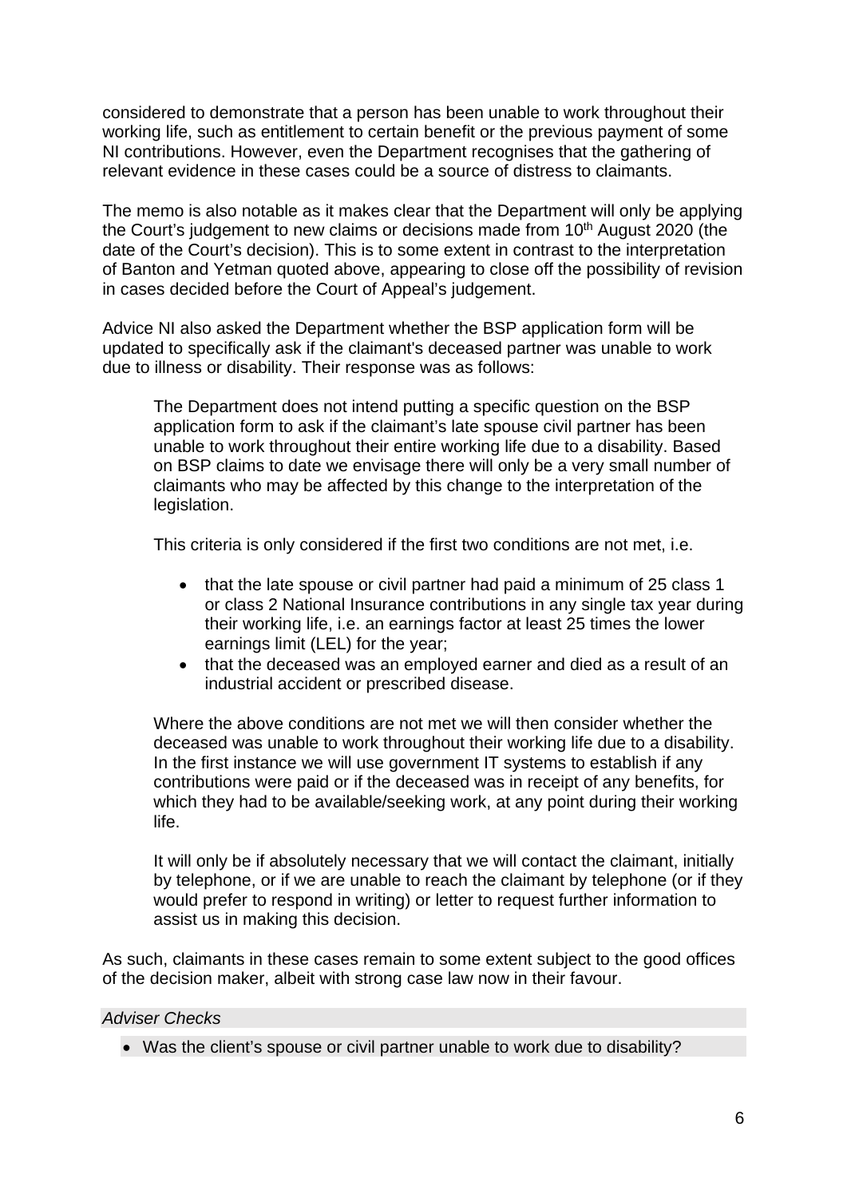considered to demonstrate that a person has been unable to work throughout their working life, such as entitlement to certain benefit or the previous payment of some NI contributions. However, even the Department recognises that the gathering of relevant evidence in these cases could be a source of distress to claimants.

The memo is also notable as it makes clear that the Department will only be applying the Court's judgement to new claims or decisions made from 10th August 2020 (the date of the Court's decision). This is to some extent in contrast to the interpretation of Banton and Yetman quoted above, appearing to close off the possibility of revision in cases decided before the Court of Appeal's judgement.

Advice NI also asked the Department whether the BSP application form will be updated to specifically ask if the claimant's deceased partner was unable to work due to illness or disability. Their response was as follows:

> The Department does not intend putting a specific question on the BSP application form to ask if the claimant's late spouse civil partner has been unable to work throughout their entire working life due to a disability. Based on BSP claims to date we envisage there will only be a very small number of claimants who may be affected by this change to the interpretation of the legislation.
>
> This criteria is only considered if the first two conditions are not met, i.e.
>
> - that the late spouse or civil partner had paid a minimum of 25 class 1 or class 2 National Insurance contributions in any single tax year during their working life, i.e. an earnings factor at least 25 times the lower earnings limit (LEL) for the year;
> - that the deceased was an employed earner and died as a result of an industrial accident or prescribed disease.
>
> Where the above conditions are not met we will then consider whether the deceased was unable to work throughout their working life due to a disability. In the first instance we will use government IT systems to establish if any contributions were paid or if the deceased was in receipt of any benefits, for which they had to be available/seeking work, at any point during their working life.
>
> It will only be if absolutely necessary that we will contact the claimant, initially by telephone, or if we are unable to reach the claimant by telephone (or if they would prefer to respond in writing) or letter to request further information to assist us in making this decision.

As such, claimants in these cases remain to some extent subject to the good offices of the decision maker, albeit with strong case law now in their favour.

*Adviser Checks*

- Was the client's spouse or civil partner unable to work due to disability?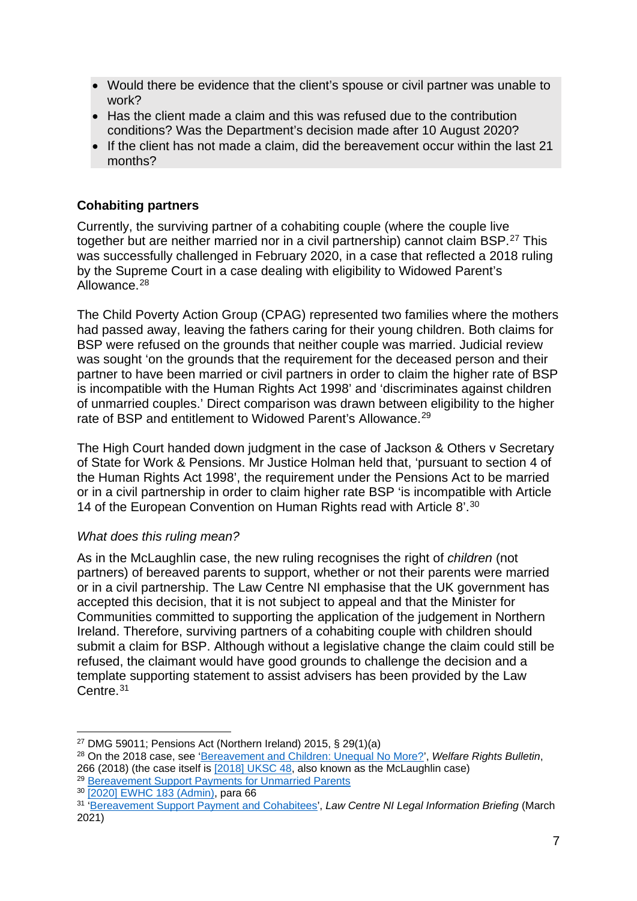- Would there be evidence that the client's spouse or civil partner was unable to work?
- Has the client made a claim and this was refused due to the contribution conditions? Was the Department's decision made after 10 August 2020?
- If the client has not made a claim, did the bereavement occur within the last 21 months?

**Cohabiting partners**

Currently, the surviving partner of a cohabiting couple (where the couple live together but are neither married nor in a civil partnership) cannot claim BSP.[27] This was successfully challenged in February 2020, in a case that reflected a 2018 ruling by the Supreme Court in a case dealing with eligibility to Widowed Parent's Allowance.[28]

The Child Poverty Action Group (CPAG) represented two families where the mothers had passed away, leaving the fathers caring for their young children. Both claims for BSP were refused on the grounds that neither couple was married. Judicial review was sought 'on the grounds that the requirement for the deceased person and their partner to have been married or civil partners in order to claim the higher rate of BSP is incompatible with the Human Rights Act 1998' and 'discriminates against children of unmarried couples.' Direct comparison was drawn between eligibility to the higher rate of BSP and entitlement to Widowed Parent's Allowance.[29]

The High Court handed down judgment in the case of Jackson & Others v Secretary of State for Work & Pensions. Mr Justice Holman held that, 'pursuant to section 4 of the Human Rights Act 1998', the requirement under the Pensions Act to be married or in a civil partnership in order to claim higher rate BSP 'is incompatible with Article 14 of the European Convention on Human Rights read with Article 8'.[30]

*What does this ruling mean?*

As in the McLaughlin case, the new ruling recognises the right of *children* (not partners) of bereaved parents to support, whether or not their parents were married or in a civil partnership. The Law Centre NI emphasise that the UK government has accepted this decision, that it is not subject to appeal and that the Minister for Communities committed to supporting the application of the judgement in Northern Ireland. Therefore, surviving partners of a cohabiting couple with children should submit a claim for BSP. Although without a legislative change the claim could still be refused, the claimant would have good grounds to challenge the decision and a template supporting statement to assist advisers has been provided by the Law Centre.[31]

---

[27] DMG 59011; Pensions Act (Northern Ireland) 2015, § 29(1)(a)

[28] On the 2018 case, see 'Bereavement and Children: Unequal No More?', *Welfare Rights Bulletin*, 266 (2018) (the case itself is [2018] UKSC 48, also known as the McLaughlin case)

[29] Bereavement Support Payments for Unmarried Parents

[30] [2020] EWHC 183 (Admin), para 66

[31] 'Bereavement Support Payment and Cohabitees', *Law Centre NI Legal Information Briefing* (March 2021)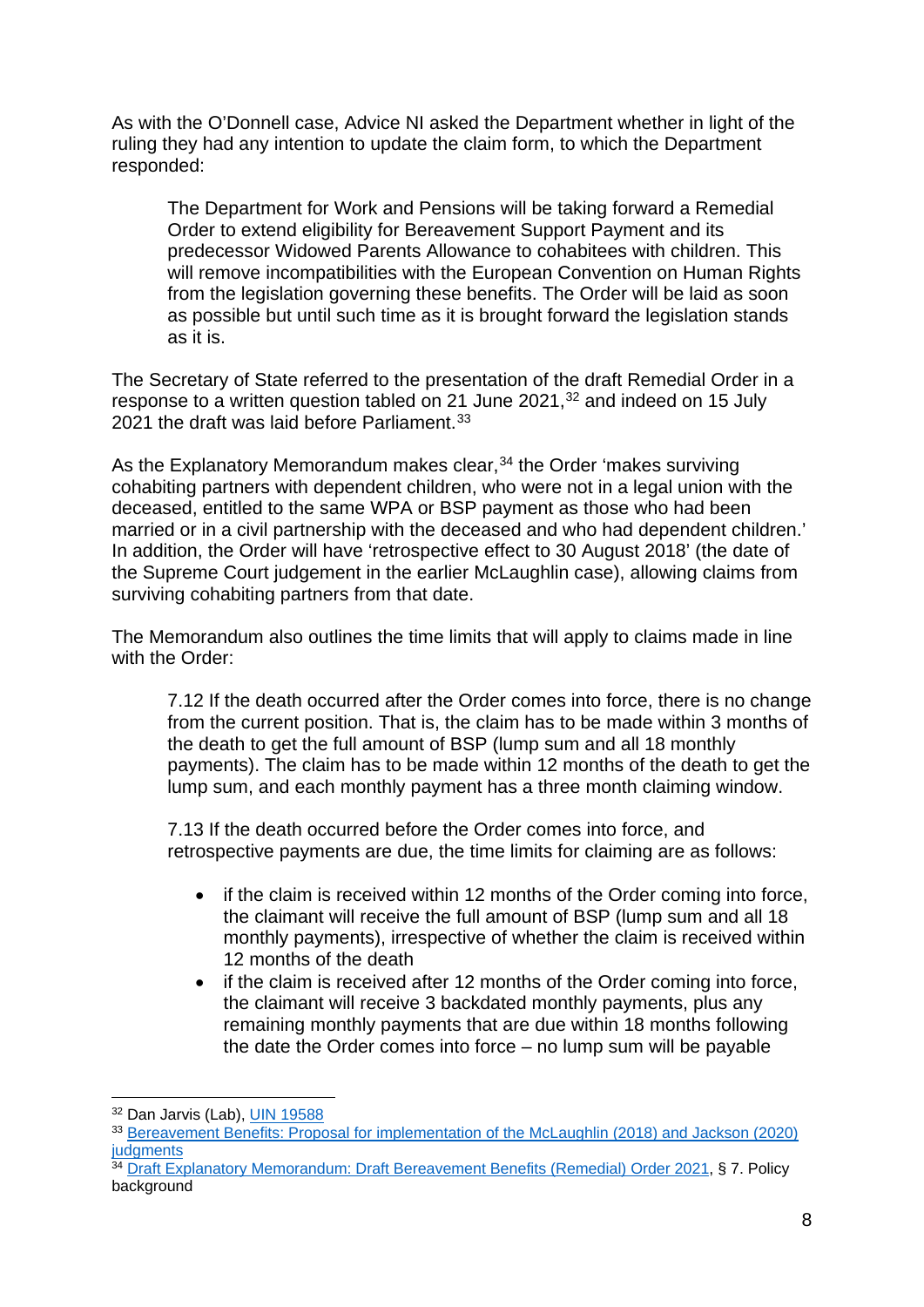As with the O'Donnell case, Advice NI asked the Department whether in light of the ruling they had any intention to update the claim form, to which the Department responded:

> The Department for Work and Pensions will be taking forward a Remedial Order to extend eligibility for Bereavement Support Payment and its predecessor Widowed Parents Allowance to cohabitees with children. This will remove incompatibilities with the European Convention on Human Rights from the legislation governing these benefits. The Order will be laid as soon as possible but until such time as it is brought forward the legislation stands as it is.

The Secretary of State referred to the presentation of the draft Remedial Order in a response to a written question tabled on 21 June 2021,[32] and indeed on 15 July 2021 the draft was laid before Parliament.[33]

As the Explanatory Memorandum makes clear,[34] the Order 'makes surviving cohabiting partners with dependent children, who were not in a legal union with the deceased, entitled to the same WPA or BSP payment as those who had been married or in a civil partnership with the deceased and who had dependent children.' In addition, the Order will have 'retrospective effect to 30 August 2018' (the date of the Supreme Court judgement in the earlier McLaughlin case), allowing claims from surviving cohabiting partners from that date.

The Memorandum also outlines the time limits that will apply to claims made in line with the Order:

> 7.12 If the death occurred after the Order comes into force, there is no change from the current position. That is, the claim has to be made within 3 months of the death to get the full amount of BSP (lump sum and all 18 monthly payments). The claim has to be made within 12 months of the death to get the lump sum, and each monthly payment has a three month claiming window.
>
> 7.13 If the death occurred before the Order comes into force, and retrospective payments are due, the time limits for claiming are as follows:
>
> - if the claim is received within 12 months of the Order coming into force, the claimant will receive the full amount of BSP (lump sum and all 18 monthly payments), irrespective of whether the claim is received within 12 months of the death
> - if the claim is received after 12 months of the Order coming into force, the claimant will receive 3 backdated monthly payments, plus any remaining monthly payments that are due within 18 months following the date the Order comes into force – no lump sum will be payable

---

[32] Dan Jarvis (Lab), UIN 19588

[33] Bereavement Benefits: Proposal for implementation of the McLaughlin (2018) and Jackson (2020) judgments

[34] Draft Explanatory Memorandum: Draft Bereavement Benefits (Remedial) Order 2021, § 7. Policy background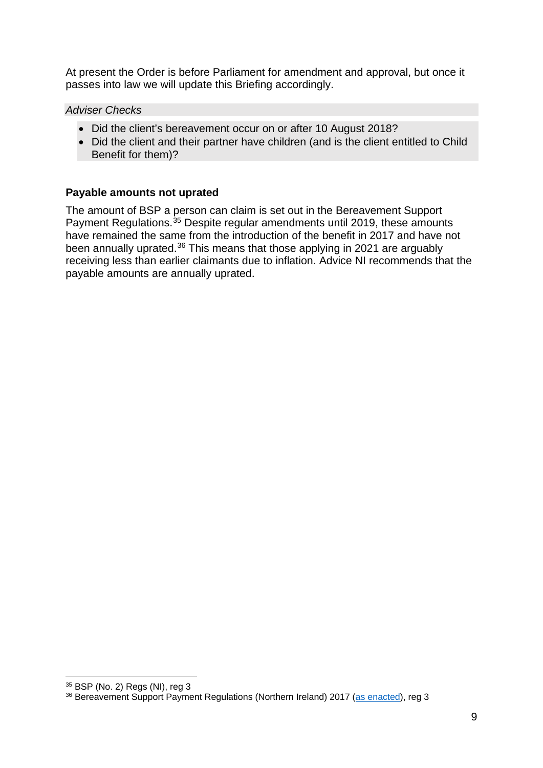At present the Order is before Parliament for amendment and approval, but once it passes into law we will update this Briefing accordingly.

*Adviser Checks*

- Did the client's bereavement occur on or after 10 August 2018?
- Did the client and their partner have children (and is the client entitled to Child Benefit for them)?

**Payable amounts not uprated**

The amount of BSP a person can claim is set out in the Bereavement Support Payment Regulations.[35] Despite regular amendments until 2019, these amounts have remained the same from the introduction of the benefit in 2017 and have not been annually uprated.[36] This means that those applying in 2021 are arguably receiving less than earlier claimants due to inflation. Advice NI recommends that the payable amounts are annually uprated.

---

[35] BSP (No. 2) Regs (NI), reg 3

[36] Bereavement Support Payment Regulations (Northern Ireland) 2017 (as enacted), reg 3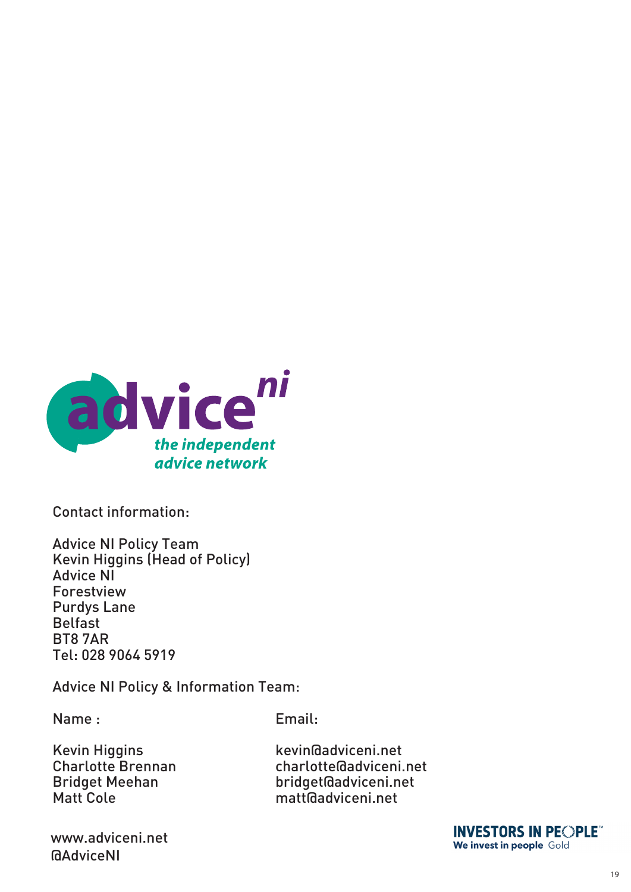advice ni

*the independent advice network*

Contact information:

Advice NI Policy Team
Kevin Higgins (Head of Policy)
Advice NI
Forestview
Purdys Lane
Belfast
BT8 7AR
Tel: 028 9064 5919

Advice NI Policy & Information Team:

| Name : | Email: |
|---|---|
| Kevin Higgins | kevin@adviceni.net |
| Charlotte Brennan | charlotte@adviceni.net |
| Bridget Meehan | bridget@adviceni.net |
| Matt Cole | matt@adviceni.net |

www.adviceni.net
@AdviceNI

INVESTORS IN PEOPLE™
We invest in people Gold